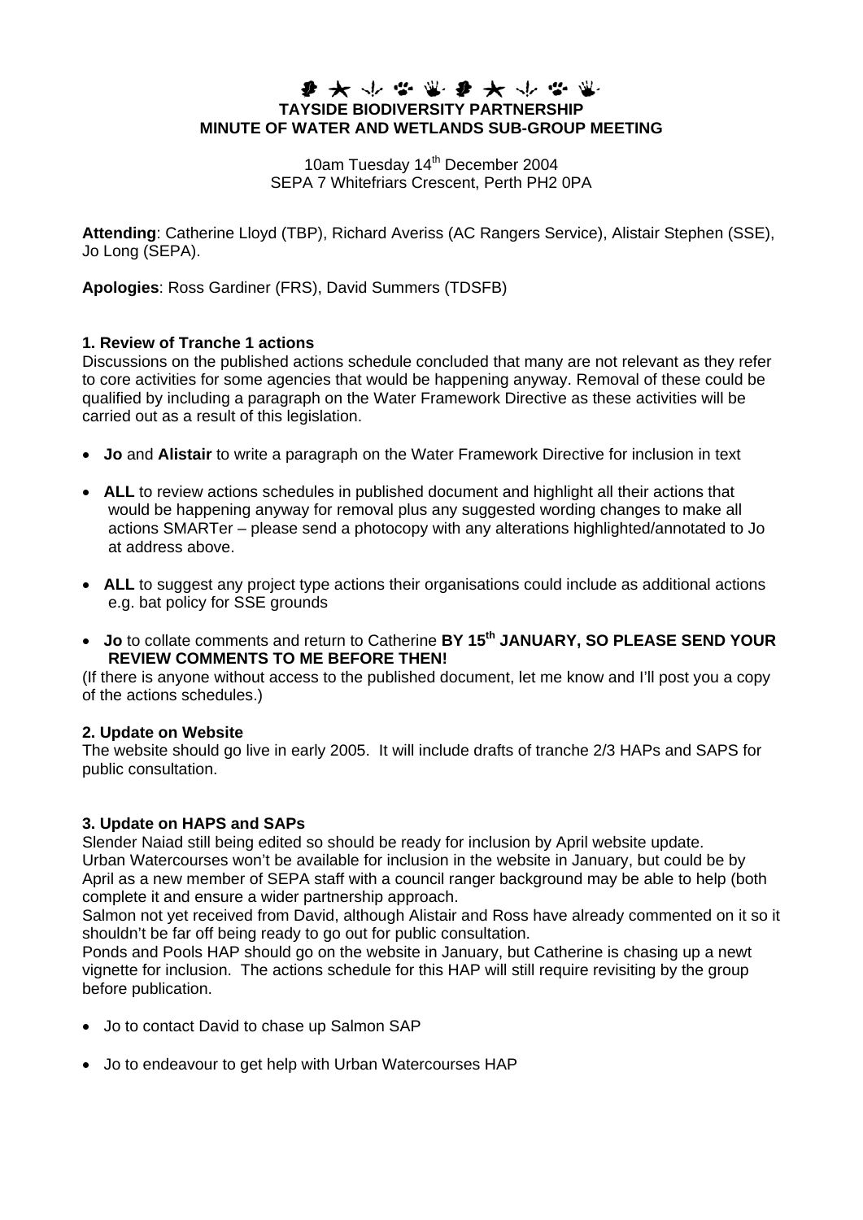**TAYSIDE BIODIVERSITY PARTNERSHIP**
**MINUTE OF WATER AND WETLANDS SUB-GROUP MEETING**

10am Tuesday 14th December 2004
SEPA 7 Whitefriars Crescent, Perth PH2 0PA

**Attending**: Catherine Lloyd (TBP), Richard Averiss (AC Rangers Service), Alistair Stephen (SSE), Jo Long (SEPA).

**Apologies**: Ross Gardiner (FRS), David Summers (TDSFB)

### 1. Review of Tranche 1 actions

Discussions on the published actions schedule concluded that many are not relevant as they refer to core activities for some agencies that would be happening anyway. Removal of these could be qualified by including a paragraph on the Water Framework Directive as these activities will be carried out as a result of this legislation.

- **Jo** and **Alistair** to write a paragraph on the Water Framework Directive for inclusion in text
- **ALL** to review actions schedules in published document and highlight all their actions that would be happening anyway for removal plus any suggested wording changes to make all actions SMARTer – please send a photocopy with any alterations highlighted/annotated to Jo at address above.
- **ALL** to suggest any project type actions their organisations could include as additional actions e.g. bat policy for SSE grounds
- **Jo** to collate comments and return to Catherine **BY 15th JANUARY, SO PLEASE SEND YOUR REVIEW COMMENTS TO ME BEFORE THEN!**

(If there is anyone without access to the published document, let me know and I'll post you a copy of the actions schedules.)

### 2. Update on Website

The website should go live in early 2005. It will include drafts of tranche 2/3 HAPs and SAPS for public consultation.

### 3. Update on HAPS and SAPs

Slender Naiad still being edited so should be ready for inclusion by April website update.
Urban Watercourses won't be available for inclusion in the website in January, but could be by April as a new member of SEPA staff with a council ranger background may be able to help (both complete it and ensure a wider partnership approach.
Salmon not yet received from David, although Alistair and Ross have already commented on it so it shouldn't be far off being ready to go out for public consultation.
Ponds and Pools HAP should go on the website in January, but Catherine is chasing up a newt vignette for inclusion. The actions schedule for this HAP will still require revisiting by the group before publication.

- Jo to contact David to chase up Salmon SAP
- Jo to endeavour to get help with Urban Watercourses HAP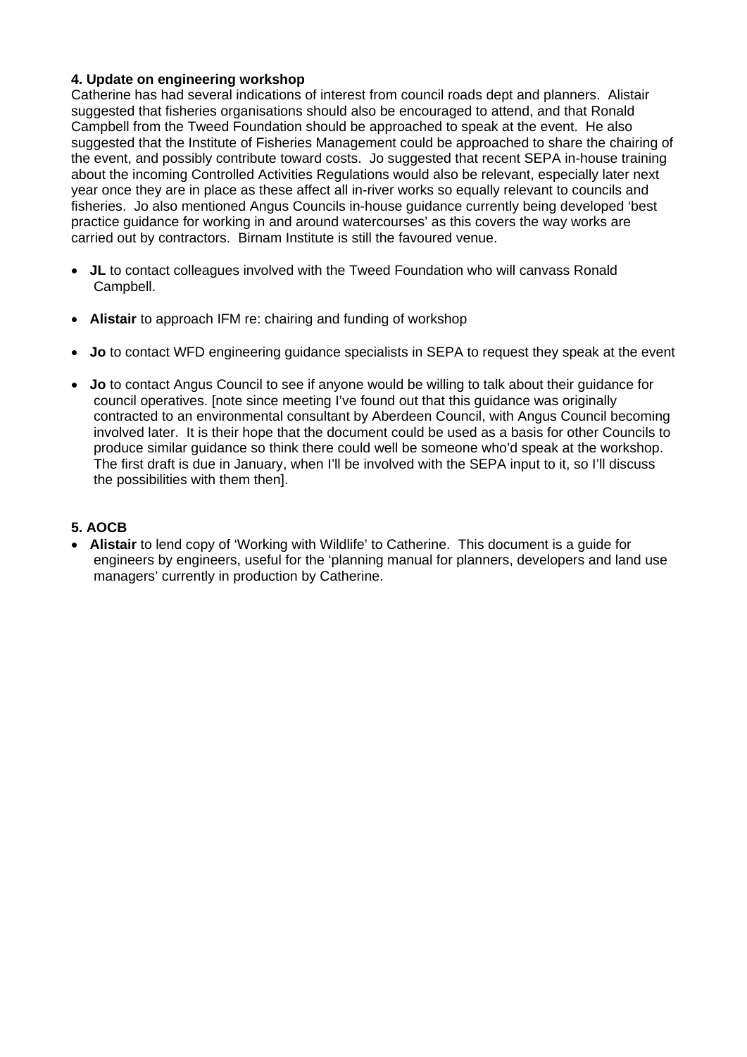**4. Update on engineering workshop**

Catherine has had several indications of interest from council roads dept and planners. Alistair suggested that fisheries organisations should also be encouraged to attend, and that Ronald Campbell from the Tweed Foundation should be approached to speak at the event. He also suggested that the Institute of Fisheries Management could be approached to share the chairing of the event, and possibly contribute toward costs. Jo suggested that recent SEPA in-house training about the incoming Controlled Activities Regulations would also be relevant, especially later next year once they are in place as these affect all in-river works so equally relevant to councils and fisheries. Jo also mentioned Angus Councils in-house guidance currently being developed 'best practice guidance for working in and around watercourses' as this covers the way works are carried out by contractors. Birnam Institute is still the favoured venue.

- **JL** to contact colleagues involved with the Tweed Foundation who will canvass Ronald Campbell.
- **Alistair** to approach IFM re: chairing and funding of workshop
- **Jo** to contact WFD engineering guidance specialists in SEPA to request they speak at the event
- **Jo** to contact Angus Council to see if anyone would be willing to talk about their guidance for council operatives. [note since meeting I've found out that this guidance was originally contracted to an environmental consultant by Aberdeen Council, with Angus Council becoming involved later. It is their hope that the document could be used as a basis for other Councils to produce similar guidance so think there could well be someone who'd speak at the workshop. The first draft is due in January, when I'll be involved with the SEPA input to it, so I'll discuss the possibilities with them then].

**5. AOCB**

- **Alistair** to lend copy of 'Working with Wildlife' to Catherine. This document is a guide for engineers by engineers, useful for the 'planning manual for planners, developers and land use managers' currently in production by Catherine.